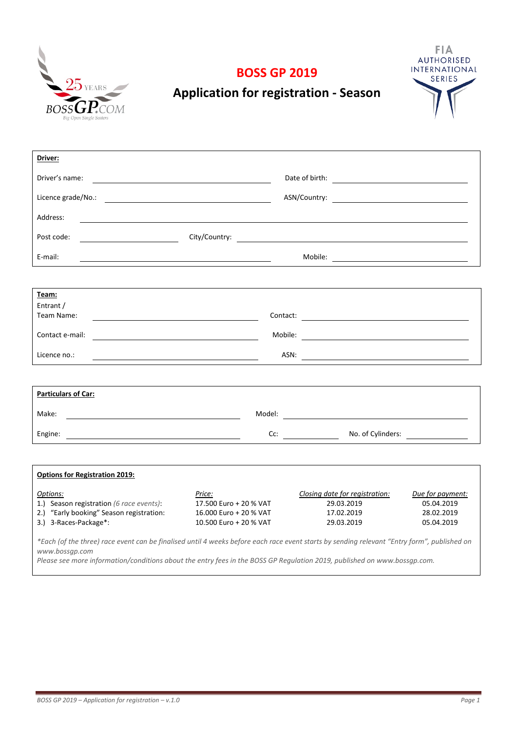# BOSS GP 2019

## Application for registration - Season

**Driver:**

Driver's name: ____________________ Date of birth: ____________________

Licence grade/No.: ____________________ ASN/Country: ____________________

Address: ____________________

Post code: __________ City/Country: ____________________

E-mail: ____________________ Mobile: ____________________

**Team:**

Entrant / Team Name: ____________________ Contact: ____________________

Contact e-mail: ____________________ Mobile: ____________________

Licence no.: ____________________ ASN: ____________________

**Particulars of Car:**

Make: ____________________ Model: ____________________

Engine: ____________________ Cc: __________ No. of Cylinders: __________

**Options for Registration 2019:**

| *Options:* | *Price:* | *Closing date for registration:* | *Due for payment:* |
|---|---|---|---|
| 1.) Season registration *(6 race events)*: | 17.500 Euro + 20 % VAT | 29.03.2019 | 05.04.2019 |
| 2.) "Early booking" Season registration: | 16.000 Euro + 20 % VAT | 17.02.2019 | 28.02.2019 |
| 3.) 3-Races-Package*: | 10.500 Euro + 20 % VAT | 29.03.2019 | 05.04.2019 |

*\*Each (of the three) race event can be finalised until 4 weeks before each race event starts by sending relevant "Entry form", published on www.bossgp.com*

*Please see more information/conditions about the entry fees in the BOSS GP Regulation 2019, published on www.bossgp.com.*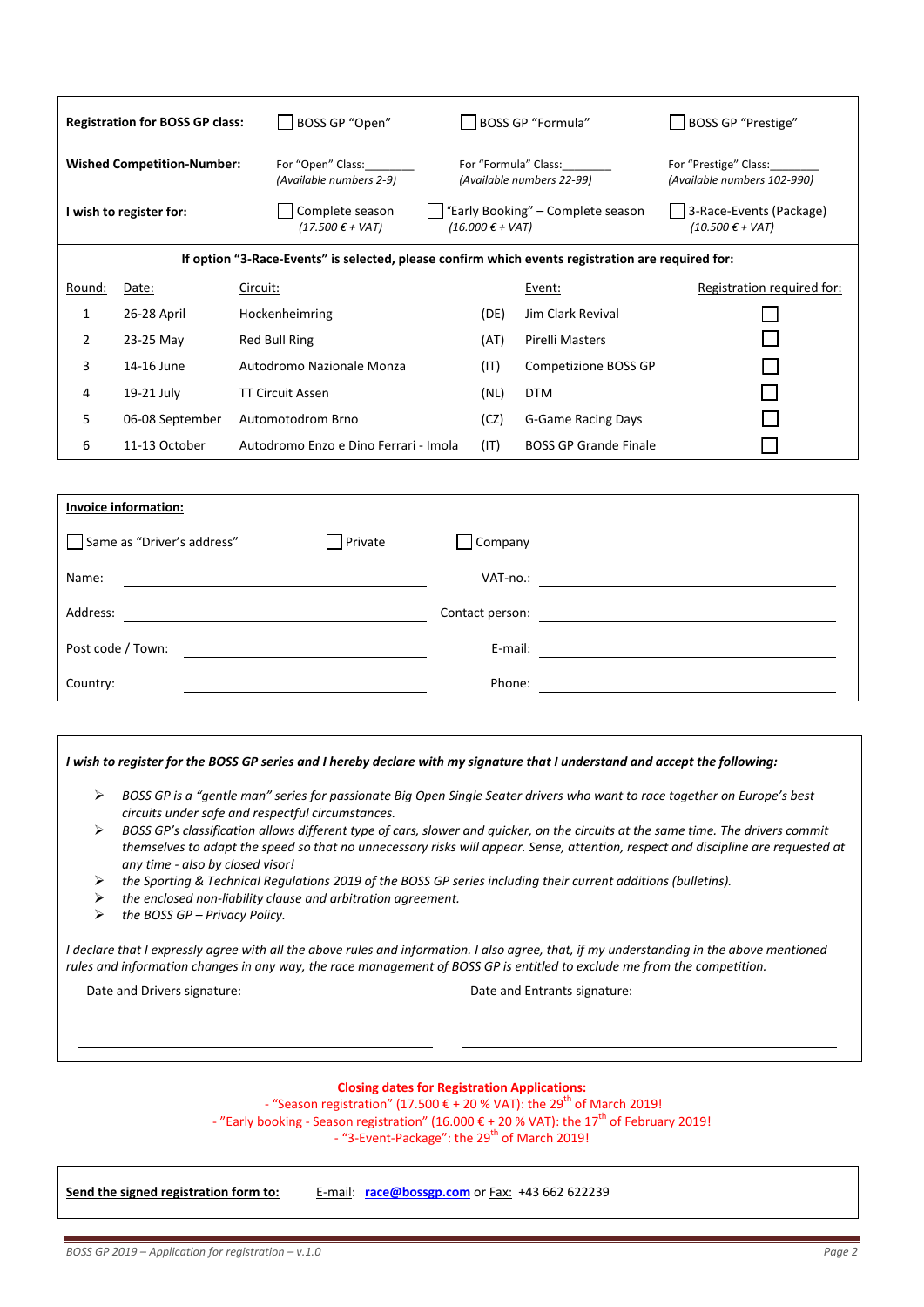| **Registration for BOSS GP class:** | ☐ BOSS GP “Open” | ☐ BOSS GP “Formula” | ☐ BOSS GP “Prestige” |
|---|---|---|---|
| **Wished Competition-Number:** | For “Open” Class:________ *(Available numbers 2-9)* | For “Formula” Class:________ *(Available numbers 22-99)* | For “Prestige” Class:________ *(Available numbers 102-990)* |
| **I wish to register for:** | ☐ Complete season *(17.500 € + VAT)* | ☐ “Early Booking” – Complete season *(16.000 € + VAT)* | ☐ 3-Race-Events (Package) *(10.500 € + VAT)* |

**If option “3-Race-Events” is selected, please confirm which events registration are required for:**

| Round: | Date: | Circuit: | | Event: | Registration required for: |
|---|---|---|---|---|---|
| 1 | 26-28 April | Hockenheimring | (DE) | Jim Clark Revival | ☐ |
| 2 | 23-25 May | Red Bull Ring | (AT) | Pirelli Masters | ☐ |
| 3 | 14-16 June | Autodromo Nazionale Monza | (IT) | Competizione BOSS GP | ☐ |
| 4 | 19-21 July | TT Circuit Assen | (NL) | DTM | ☐ |
| 5 | 06-08 September | Automotodrom Brno | (CZ) | G-Game Racing Days | ☐ |
| 6 | 11-13 October | Autodromo Enzo e Dino Ferrari - Imola | (IT) | BOSS GP Grande Finale | ☐ |

**Invoice information:**

☐ Same as “Driver’s address” ☐ Private ☐ Company

| | | | |
|---|---|---|---|
| Name: | ________________ | VAT-no.: | ________________ |
| Address: | ________________ | Contact person: | ________________ |
| Post code / Town: | ________________ | E-mail: | ________________ |
| Country: | ________________ | Phone: | ________________ |

***I wish to register for the BOSS GP series and I hereby declare with my signature that I understand and accept the following:***

- *BOSS GP is a “gentle man” series for passionate Big Open Single Seater drivers who want to race together on Europe’s best circuits under safe and respectful circumstances.*
- *BOSS GP’s classification allows different type of cars, slower and quicker, on the circuits at the same time. The drivers commit themselves to adapt the speed so that no unnecessary risks will appear. Sense, attention, respect and discipline are requested at any time - also by closed visor!*
- *the Sporting & Technical Regulations 2019 of the BOSS GP series including their current additions (bulletins).*
- *the enclosed non-liability clause and arbitration agreement.*
- *the BOSS GP – Privacy Policy.*

*I declare that I expressly agree with all the above rules and information. I also agree, that, if my understanding in the above mentioned rules and information changes in any way, the race management of BOSS GP is entitled to exclude me from the competition.*

Date and Drivers signature: ______________________ Date and Entrants signature: ______________________

**Closing dates for Registration Applications:**

- “Season registration” (17.500 € + 20 % VAT): the 29th of March 2019!
- ”Early booking - Season registration” (16.000 € + 20 % VAT): the 17th of February 2019!
- “3-Event-Package”: the 29th of March 2019!

**Send the signed registration form to:** E-mail: **race@bossgp.com** or Fax: +43 662 622239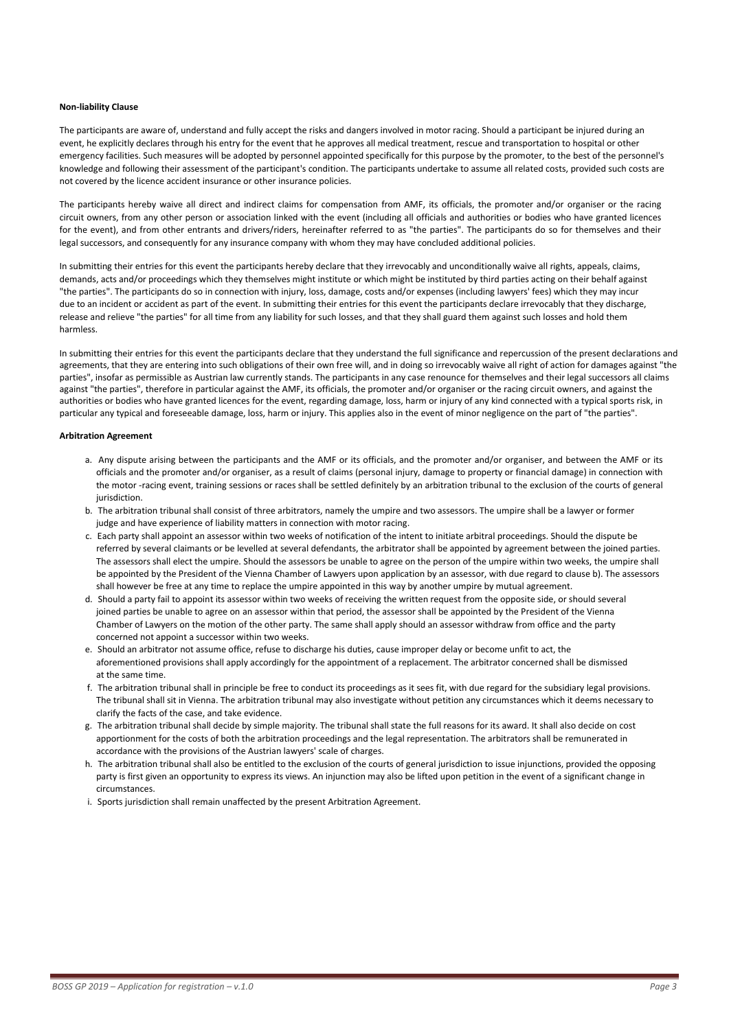**Non-liability Clause**

The participants are aware of, understand and fully accept the risks and dangers involved in motor racing. Should a participant be injured during an event, he explicitly declares through his entry for the event that he approves all medical treatment, rescue and transportation to hospital or other emergency facilities. Such measures will be adopted by personnel appointed specifically for this purpose by the promoter, to the best of the personnel's knowledge and following their assessment of the participant's condition. The participants undertake to assume all related costs, provided such costs are not covered by the licence accident insurance or other insurance policies.

The participants hereby waive all direct and indirect claims for compensation from AMF, its officials, the promoter and/or organiser or the racing circuit owners, from any other person or association linked with the event (including all officials and authorities or bodies who have granted licences for the event), and from other entrants and drivers/riders, hereinafter referred to as "the parties". The participants do so for themselves and their legal successors, and consequently for any insurance company with whom they may have concluded additional policies.

In submitting their entries for this event the participants hereby declare that they irrevocably and unconditionally waive all rights, appeals, claims, demands, acts and/or proceedings which they themselves might institute or which might be instituted by third parties acting on their behalf against "the parties". The participants do so in connection with injury, loss, damage, costs and/or expenses (including lawyers' fees) which they may incur due to an incident or accident as part of the event. In submitting their entries for this event the participants declare irrevocably that they discharge, release and relieve "the parties" for all time from any liability for such losses, and that they shall guard them against such losses and hold them harmless.

In submitting their entries for this event the participants declare that they understand the full significance and repercussion of the present declarations and agreements, that they are entering into such obligations of their own free will, and in doing so irrevocably waive all right of action for damages against "the parties", insofar as permissible as Austrian law currently stands. The participants in any case renounce for themselves and their legal successors all claims against "the parties", therefore in particular against the AMF, its officials, the promoter and/or organiser or the racing circuit owners, and against the authorities or bodies who have granted licences for the event, regarding damage, loss, harm or injury of any kind connected with a typical sports risk, in particular any typical and foreseeable damage, loss, harm or injury. This applies also in the event of minor negligence on the part of "the parties".

**Arbitration Agreement**

a. Any dispute arising between the participants and the AMF or its officials, and the promoter and/or organiser, and between the AMF or its officials and the promoter and/or organiser, as a result of claims (personal injury, damage to property or financial damage) in connection with the motor -racing event, training sessions or races shall be settled definitely by an arbitration tribunal to the exclusion of the courts of general jurisdiction.
b. The arbitration tribunal shall consist of three arbitrators, namely the umpire and two assessors. The umpire shall be a lawyer or former judge and have experience of liability matters in connection with motor racing.
c. Each party shall appoint an assessor within two weeks of notification of the intent to initiate arbitral proceedings. Should the dispute be referred by several claimants or be levelled at several defendants, the arbitrator shall be appointed by agreement between the joined parties. The assessors shall elect the umpire. Should the assessors be unable to agree on the person of the umpire within two weeks, the umpire shall be appointed by the President of the Vienna Chamber of Lawyers upon application by an assessor, with due regard to clause b). The assessors shall however be free at any time to replace the umpire appointed in this way by another umpire by mutual agreement.
d. Should a party fail to appoint its assessor within two weeks of receiving the written request from the opposite side, or should several joined parties be unable to agree on an assessor within that period, the assessor shall be appointed by the President of the Vienna Chamber of Lawyers on the motion of the other party. The same shall apply should an assessor withdraw from office and the party concerned not appoint a successor within two weeks.
e. Should an arbitrator not assume office, refuse to discharge his duties, cause improper delay or become unfit to act, the aforementioned provisions shall apply accordingly for the appointment of a replacement. The arbitrator concerned shall be dismissed at the same time.
f. The arbitration tribunal shall in principle be free to conduct its proceedings as it sees fit, with due regard for the subsidiary legal provisions. The tribunal shall sit in Vienna. The arbitration tribunal may also investigate without petition any circumstances which it deems necessary to clarify the facts of the case, and take evidence.
g. The arbitration tribunal shall decide by simple majority. The tribunal shall state the full reasons for its award. It shall also decide on cost apportionment for the costs of both the arbitration proceedings and the legal representation. The arbitrators shall be remunerated in accordance with the provisions of the Austrian lawyers' scale of charges.
h. The arbitration tribunal shall also be entitled to the exclusion of the courts of general jurisdiction to issue injunctions, provided the opposing party is first given an opportunity to express its views. An injunction may also be lifted upon petition in the event of a significant change in circumstances.
i. Sports jurisdiction shall remain unaffected by the present Arbitration Agreement.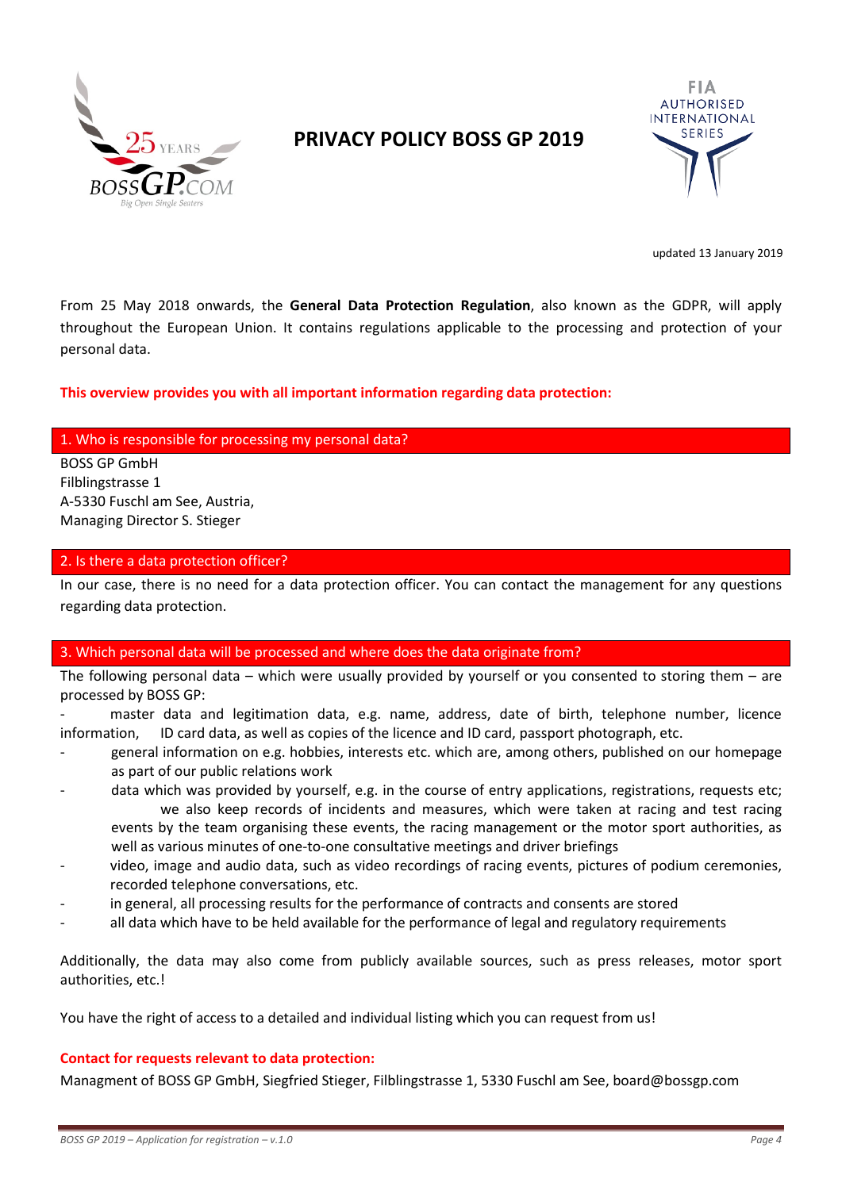# PRIVACY POLICY BOSS GP 2019

updated 13 January 2019

From 25 May 2018 onwards, the **General Data Protection Regulation**, also known as the GDPR, will apply throughout the European Union. It contains regulations applicable to the processing and protection of your personal data.

**This overview provides you with all important information regarding data protection:**

## 1. Who is responsible for processing my personal data?

BOSS GP GmbH
Filblingstrasse 1
A-5330 Fuschl am See, Austria,
Managing Director S. Stieger

## 2. Is there a data protection officer?

In our case, there is no need for a data protection officer. You can contact the management for any questions regarding data protection.

## 3. Which personal data will be processed and where does the data originate from?

The following personal data – which were usually provided by yourself or you consented to storing them – are processed by BOSS GP:

- master data and legitimation data, e.g. name, address, date of birth, telephone number, licence information, ID card data, as well as copies of the licence and ID card, passport photograph, etc.
- general information on e.g. hobbies, interests etc. which are, among others, published on our homepage as part of our public relations work
- data which was provided by yourself, e.g. in the course of entry applications, registrations, requests etc; we also keep records of incidents and measures, which were taken at racing and test racing events by the team organising these events, the racing management or the motor sport authorities, as well as various minutes of one-to-one consultative meetings and driver briefings
- video, image and audio data, such as video recordings of racing events, pictures of podium ceremonies, recorded telephone conversations, etc.
- in general, all processing results for the performance of contracts and consents are stored
- all data which have to be held available for the performance of legal and regulatory requirements

Additionally, the data may also come from publicly available sources, such as press releases, motor sport authorities, etc.!

You have the right of access to a detailed and individual listing which you can request from us!

**Contact for requests relevant to data protection:**
Managment of BOSS GP GmbH, Siegfried Stieger, Filblingstrasse 1, 5330 Fuschl am See, board@bossgp.com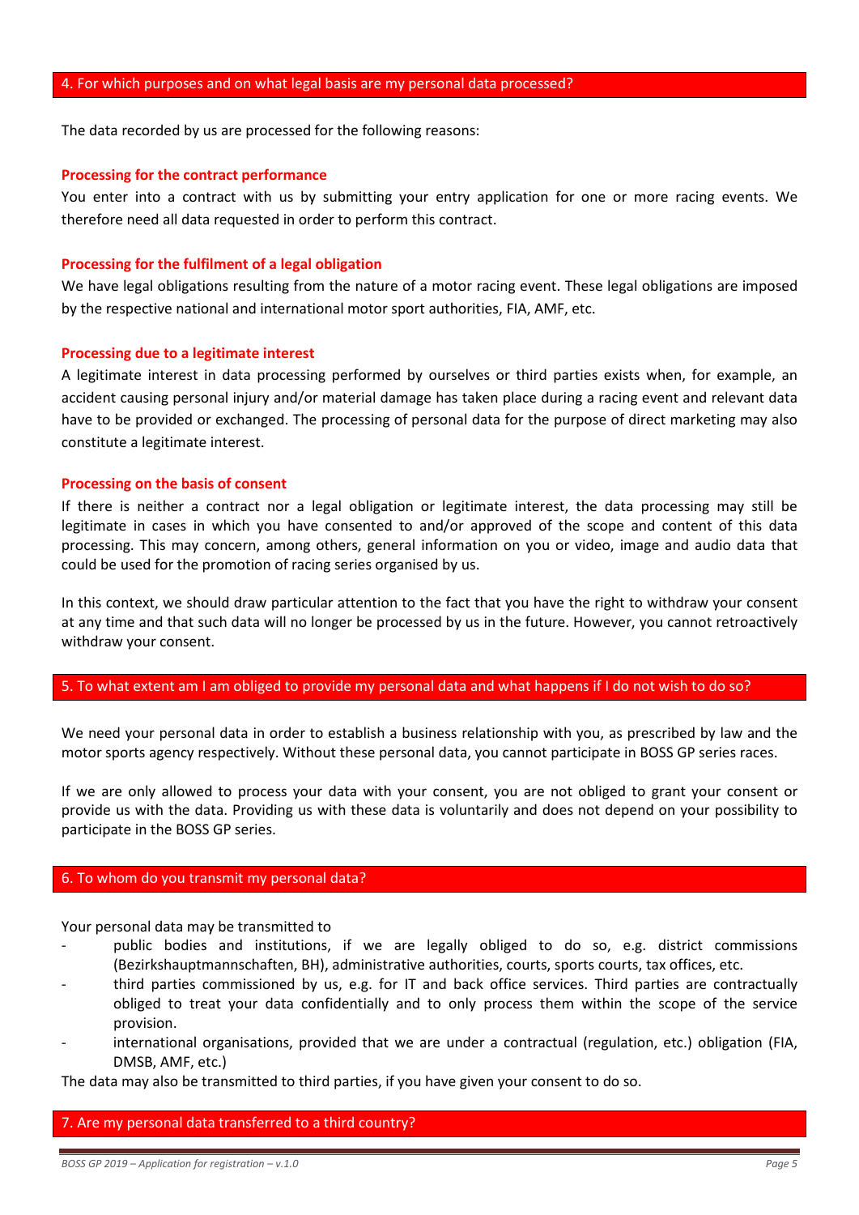## 4. For which purposes and on what legal basis are my personal data processed?

The data recorded by us are processed for the following reasons:

### Processing for the contract performance

You enter into a contract with us by submitting your entry application for one or more racing events. We therefore need all data requested in order to perform this contract.

### Processing for the fulfilment of a legal obligation

We have legal obligations resulting from the nature of a motor racing event. These legal obligations are imposed by the respective national and international motor sport authorities, FIA, AMF, etc.

### Processing due to a legitimate interest

A legitimate interest in data processing performed by ourselves or third parties exists when, for example, an accident causing personal injury and/or material damage has taken place during a racing event and relevant data have to be provided or exchanged. The processing of personal data for the purpose of direct marketing may also constitute a legitimate interest.

### Processing on the basis of consent

If there is neither a contract nor a legal obligation or legitimate interest, the data processing may still be legitimate in cases in which you have consented to and/or approved of the scope and content of this data processing. This may concern, among others, general information on you or video, image and audio data that could be used for the promotion of racing series organised by us.

In this context, we should draw particular attention to the fact that you have the right to withdraw your consent at any time and that such data will no longer be processed by us in the future. However, you cannot retroactively withdraw your consent.

## 5. To what extent am I am obliged to provide my personal data and what happens if I do not wish to do so?

We need your personal data in order to establish a business relationship with you, as prescribed by law and the motor sports agency respectively. Without these personal data, you cannot participate in BOSS GP series races.

If we are only allowed to process your data with your consent, you are not obliged to grant your consent or provide us with the data. Providing us with these data is voluntarily and does not depend on your possibility to participate in the BOSS GP series.

## 6. To whom do you transmit my personal data?

Your personal data may be transmitted to

- public bodies and institutions, if we are legally obliged to do so, e.g. district commissions (Bezirkshauptmannschaften, BH), administrative authorities, courts, sports courts, tax offices, etc.
- third parties commissioned by us, e.g. for IT and back office services. Third parties are contractually obliged to treat your data confidentially and to only process them within the scope of the service provision.
- international organisations, provided that we are under a contractual (regulation, etc.) obligation (FIA, DMSB, AMF, etc.)

The data may also be transmitted to third parties, if you have given your consent to do so.

## 7. Are my personal data transferred to a third country?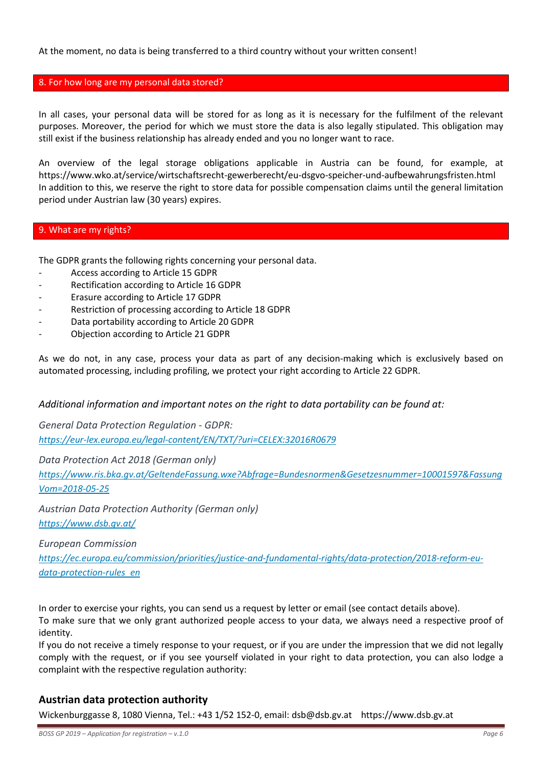At the moment, no data is being transferred to a third country without your written consent!

## 8. For how long are my personal data stored?

In all cases, your personal data will be stored for as long as it is necessary for the fulfilment of the relevant purposes. Moreover, the period for which we must store the data is also legally stipulated. This obligation may still exist if the business relationship has already ended and you no longer want to race.

An overview of the legal storage obligations applicable in Austria can be found, for example, at https://www.wko.at/service/wirtschaftsrecht-gewerberecht/eu-dsgvo-speicher-und-aufbewahrungsfristen.html
In addition to this, we reserve the right to store data for possible compensation claims until the general limitation period under Austrian law (30 years) expires.

## 9. What are my rights?

The GDPR grants the following rights concerning your personal data.

- Access according to Article 15 GDPR
- Rectification according to Article 16 GDPR
- Erasure according to Article 17 GDPR
- Restriction of processing according to Article 18 GDPR
- Data portability according to Article 20 GDPR
- Objection according to Article 21 GDPR

As we do not, in any case, process your data as part of any decision-making which is exclusively based on automated processing, including profiling, we protect your right according to Article 22 GDPR.

*Additional information and important notes on the right to data portability can be found at:*

*General Data Protection Regulation - GDPR:*
*https://eur-lex.europa.eu/legal-content/EN/TXT/?uri=CELEX:32016R0679*

*Data Protection Act 2018 (German only)*
*https://www.ris.bka.gv.at/GeltendeFassung.wxe?Abfrage=Bundesnormen&Gesetzesnummer=10001597&FassungVom=2018-05-25*

*Austrian Data Protection Authority (German only)*
*https://www.dsb.gv.at/*

*European Commission*
*https://ec.europa.eu/commission/priorities/justice-and-fundamental-rights/data-protection/2018-reform-eu-data-protection-rules_en*

In order to exercise your rights, you can send us a request by letter or email (see contact details above).
To make sure that we only grant authorized people access to your data, we always need a respective proof of identity.
If you do not receive a timely response to your request, or if you are under the impression that we did not legally comply with the request, or if you see yourself violated in your right to data protection, you can also lodge a complaint with the respective regulation authority:

### Austrian data protection authority

Wickenburggasse 8, 1080 Vienna, Tel.: +43 1/52 152-0, email: dsb@dsb.gv.at https://www.dsb.gv.at